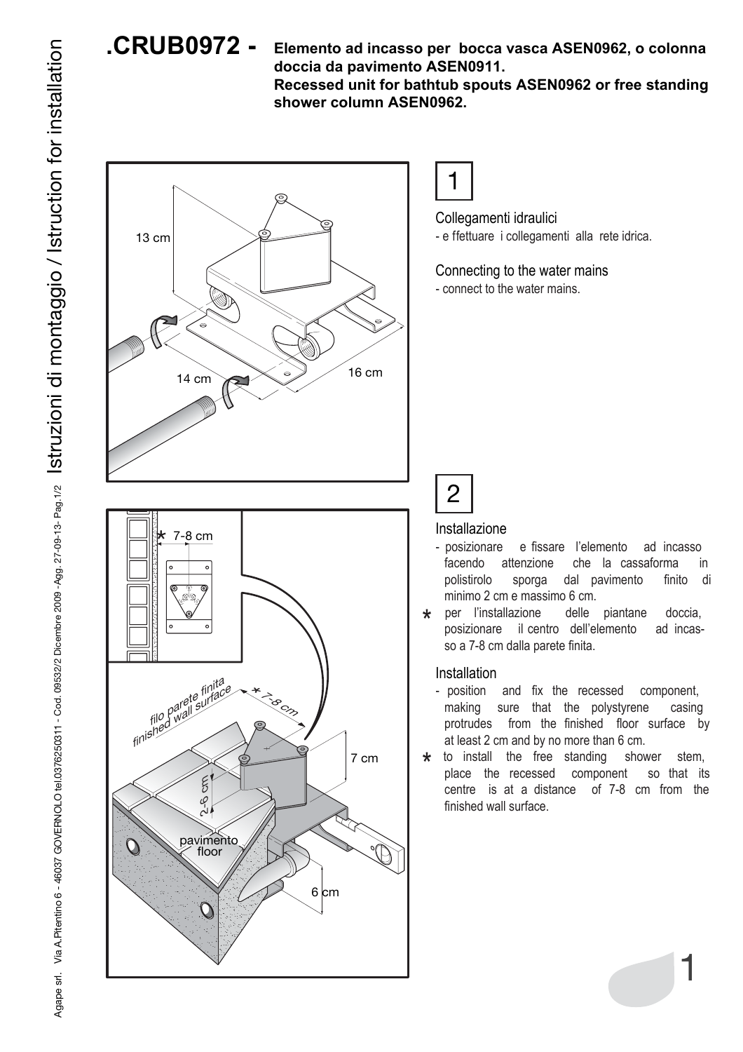# .CRUB0972 - Elemento ad incasso per bocca vasca ASEN0962, o colonna doccia da pavimento ASEN0911.

**Recessed unit for bathtub spouts ASEN0962 or free standing shower column ASEN0962.**

## 1

Collegamenti idraulici
- e ffettuare i collegamenti alla rete idrica.

Connecting to the water mains
- connect to the water mains.

## 2

Installazione
- posizionare e fissare l'elemento ad incasso facendo attenzione che la cassaforma in polistirolo sporga dal pavimento finito di minimo 2 cm e massimo 6 cm.
- * per l'installazione delle piantane doccia, posizionare il centro dell'elemento ad incasso a 7-8 cm dalla parete finita.

Installation
- position and fix the recessed component, making sure that the polystyrene casing protrudes from the finished floor surface by at least 2 cm and by no more than 6 cm.
- * to install the free standing shower stem, place the recessed component so that its centre is at a distance of 7-8 cm from the finished wall surface.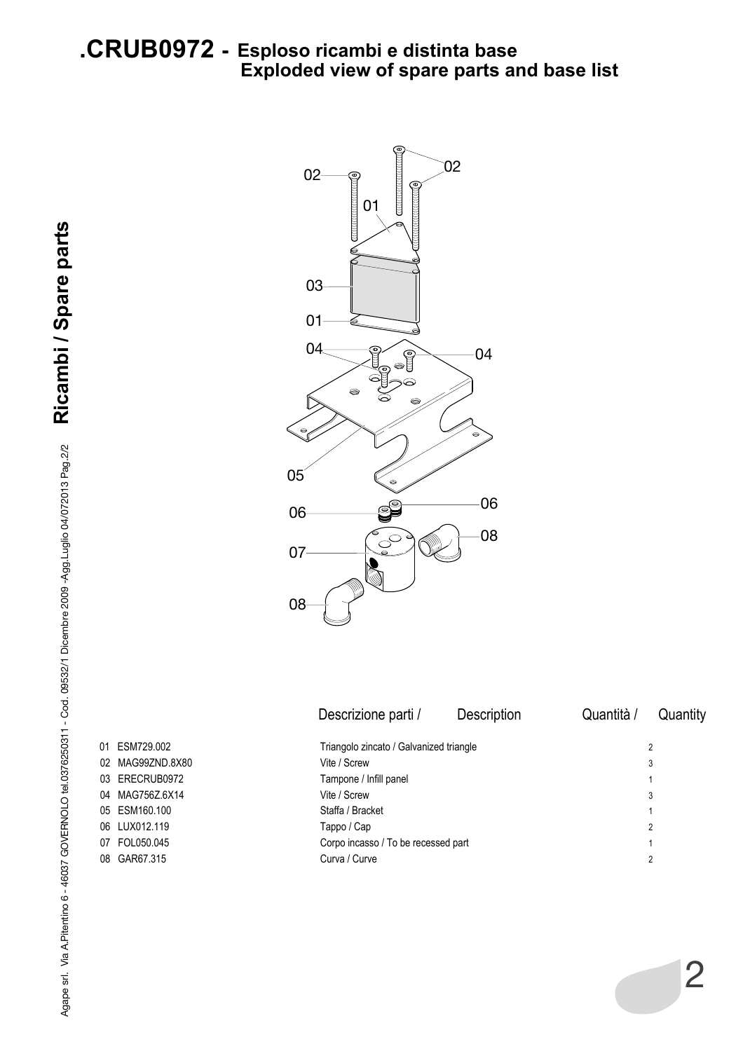# .CRUB0972 - Esploso ricambi e distinta base
## Exploded view of spare parts and base list

02
02
01
03
01
04
04
05
06
06
08
07
08

| | Descrizione parti / Description | Quantità / Quantity |
|---|---|---|
| 01 ESM729.002 | Triangolo zincato / Galvanized triangle | 2 |
| 02 MAG99ZND.8X80 | Vite / Screw | 3 |
| 03 ERECRUB0972 | Tampone / Infill panel | 1 |
| 04 MAG756Z.6X14 | Vite / Screw | 3 |
| 05 ESM160.100 | Staffa / Bracket | 1 |
| 06 LUX012.119 | Tappo / Cap | 2 |
| 07 FOL050.045 | Corpo incasso / To be recessed part | 1 |
| 08 GAR67.315 | Curva / Curve | 2 |